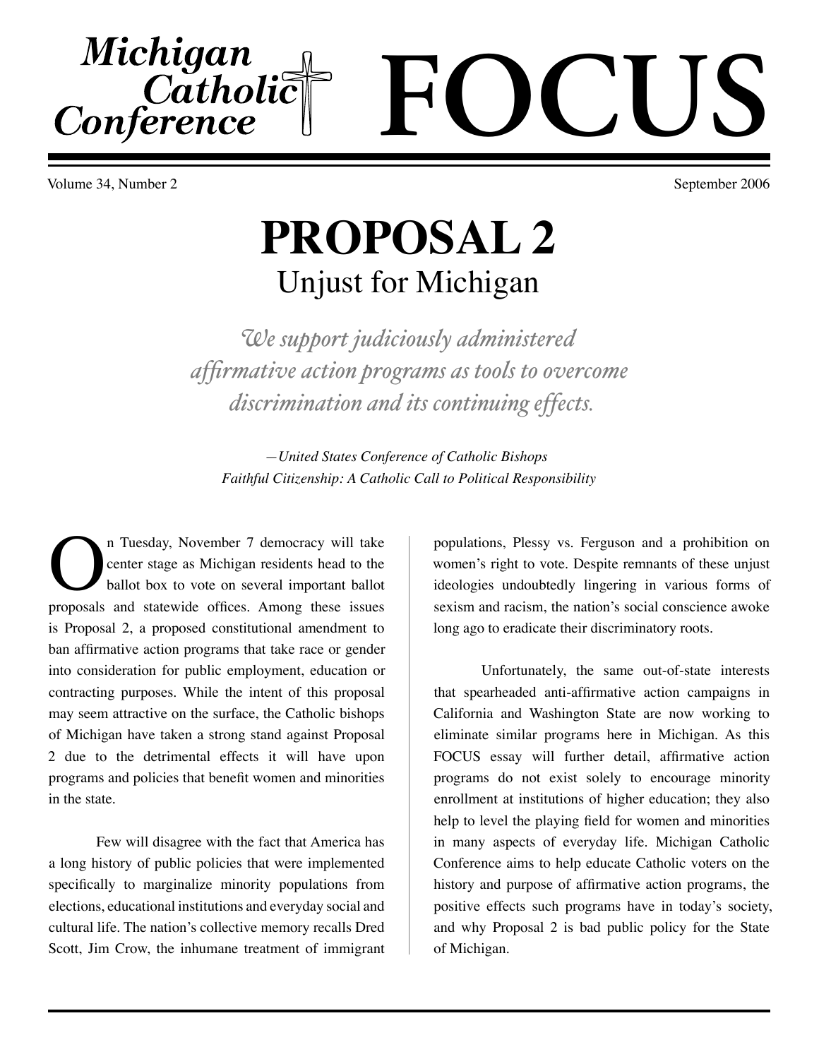# Michigan Catholic Conference FOCUS

Volume 34, Number 2 — September 2006

# PROPOSAL 2

## Unjust for Michigan

*We support judiciously administered affirmative action programs as tools to overcome discrimination and its continuing effects.*

*—United States Conference of Catholic Bishops*
*Faithful Citizenship: A Catholic Call to Political Responsibility*

On Tuesday, November 7 democracy will take center stage as Michigan residents head to the ballot box to vote on several important ballot proposals and statewide offices. Among these issues is Proposal 2, a proposed constitutional amendment to ban affirmative action programs that take race or gender into consideration for public employment, education or contracting purposes. While the intent of this proposal may seem attractive on the surface, the Catholic bishops of Michigan have taken a strong stand against Proposal 2 due to the detrimental effects it will have upon programs and policies that benefit women and minorities in the state.

Few will disagree with the fact that America has a long history of public policies that were implemented specifically to marginalize minority populations from elections, educational institutions and everyday social and cultural life. The nation's collective memory recalls Dred Scott, Jim Crow, the inhumane treatment of immigrant populations, Plessy vs. Ferguson and a prohibition on women's right to vote. Despite remnants of these unjust ideologies undoubtedly lingering in various forms of sexism and racism, the nation's social conscience awoke long ago to eradicate their discriminatory roots.

Unfortunately, the same out-of-state interests that spearheaded anti-affirmative action campaigns in California and Washington State are now working to eliminate similar programs here in Michigan. As this FOCUS essay will further detail, affirmative action programs do not exist solely to encourage minority enrollment at institutions of higher education; they also help to level the playing field for women and minorities in many aspects of everyday life. Michigan Catholic Conference aims to help educate Catholic voters on the history and purpose of affirmative action programs, the positive effects such programs have in today's society, and why Proposal 2 is bad public policy for the State of Michigan.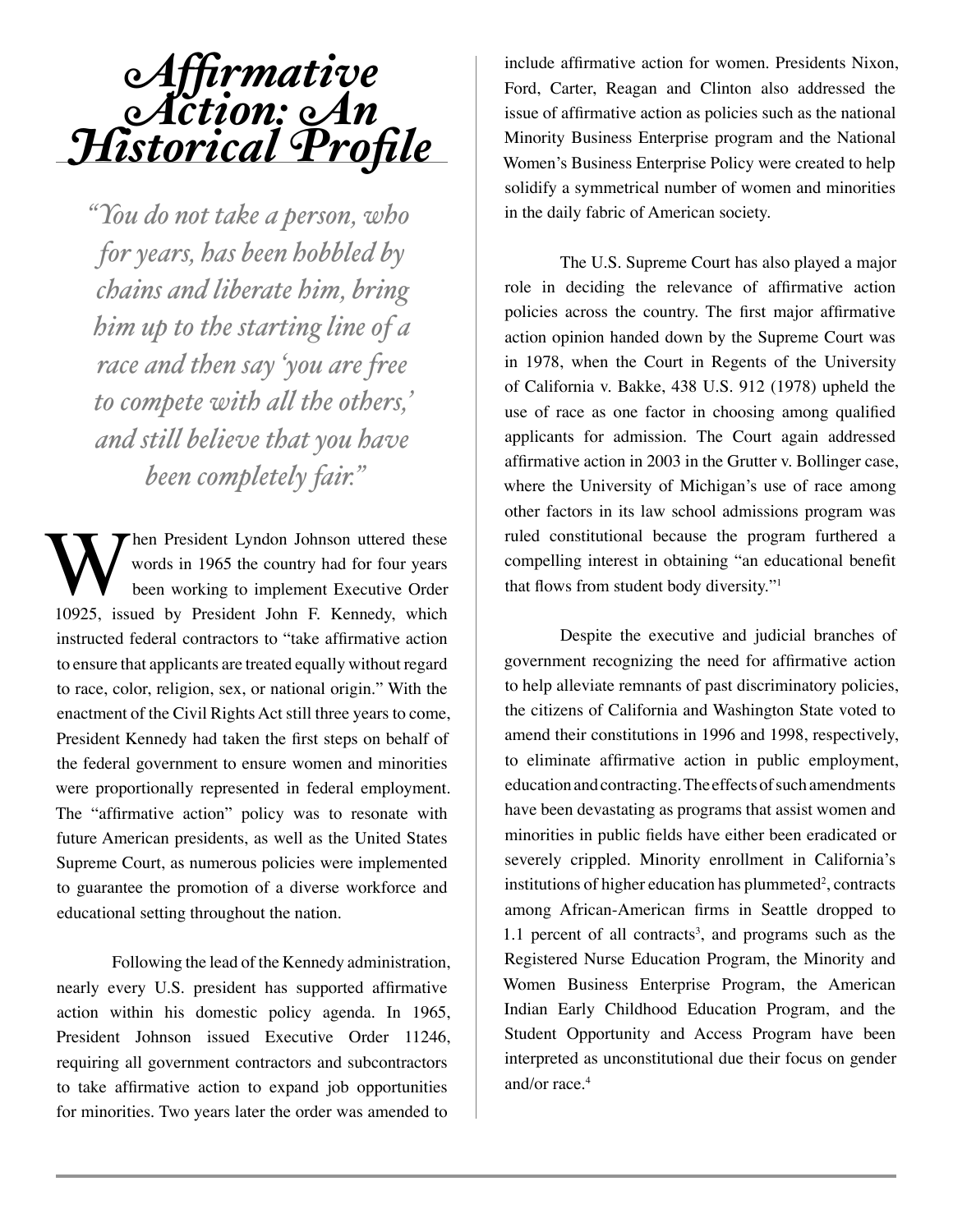# Affirmative Action: An Historical Profile

*"You do not take a person, who for years, has been hobbled by chains and liberate him, bring him up to the starting line of a race and then say 'you are free to compete with all the others,' and still believe that you have been completely fair."*

When President Lyndon Johnson uttered these words in 1965 the country had for four years been working to implement Executive Order 10925, issued by President John F. Kennedy, which instructed federal contractors to "take affirmative action to ensure that applicants are treated equally without regard to race, color, religion, sex, or national origin." With the enactment of the Civil Rights Act still three years to come, President Kennedy had taken the first steps on behalf of the federal government to ensure women and minorities were proportionally represented in federal employment. The "affirmative action" policy was to resonate with future American presidents, as well as the United States Supreme Court, as numerous policies were implemented to guarantee the promotion of a diverse workforce and educational setting throughout the nation.

Following the lead of the Kennedy administration, nearly every U.S. president has supported affirmative action within his domestic policy agenda. In 1965, President Johnson issued Executive Order 11246, requiring all government contractors and subcontractors to take affirmative action to expand job opportunities for minorities. Two years later the order was amended to include affirmative action for women. Presidents Nixon, Ford, Carter, Reagan and Clinton also addressed the issue of affirmative action as policies such as the national Minority Business Enterprise program and the National Women's Business Enterprise Policy were created to help solidify a symmetrical number of women and minorities in the daily fabric of American society.

The U.S. Supreme Court has also played a major role in deciding the relevance of affirmative action policies across the country. The first major affirmative action opinion handed down by the Supreme Court was in 1978, when the Court in Regents of the University of California v. Bakke, 438 U.S. 912 (1978) upheld the use of race as one factor in choosing among qualified applicants for admission. The Court again addressed affirmative action in 2003 in the Grutter v. Bollinger case, where the University of Michigan's use of race among other factors in its law school admissions program was ruled constitutional because the program furthered a compelling interest in obtaining "an educational benefit that flows from student body diversity."[1]

Despite the executive and judicial branches of government recognizing the need for affirmative action to help alleviate remnants of past discriminatory policies, the citizens of California and Washington State voted to amend their constitutions in 1996 and 1998, respectively, to eliminate affirmative action in public employment, education and contracting. The effects of such amendments have been devastating as programs that assist women and minorities in public fields have either been eradicated or severely crippled. Minority enrollment in California's institutions of higher education has plummeted[2], contracts among African-American firms in Seattle dropped to 1.1 percent of all contracts[3], and programs such as the Registered Nurse Education Program, the Minority and Women Business Enterprise Program, the American Indian Early Childhood Education Program, and the Student Opportunity and Access Program have been interpreted as unconstitutional due their focus on gender and/or race.[4]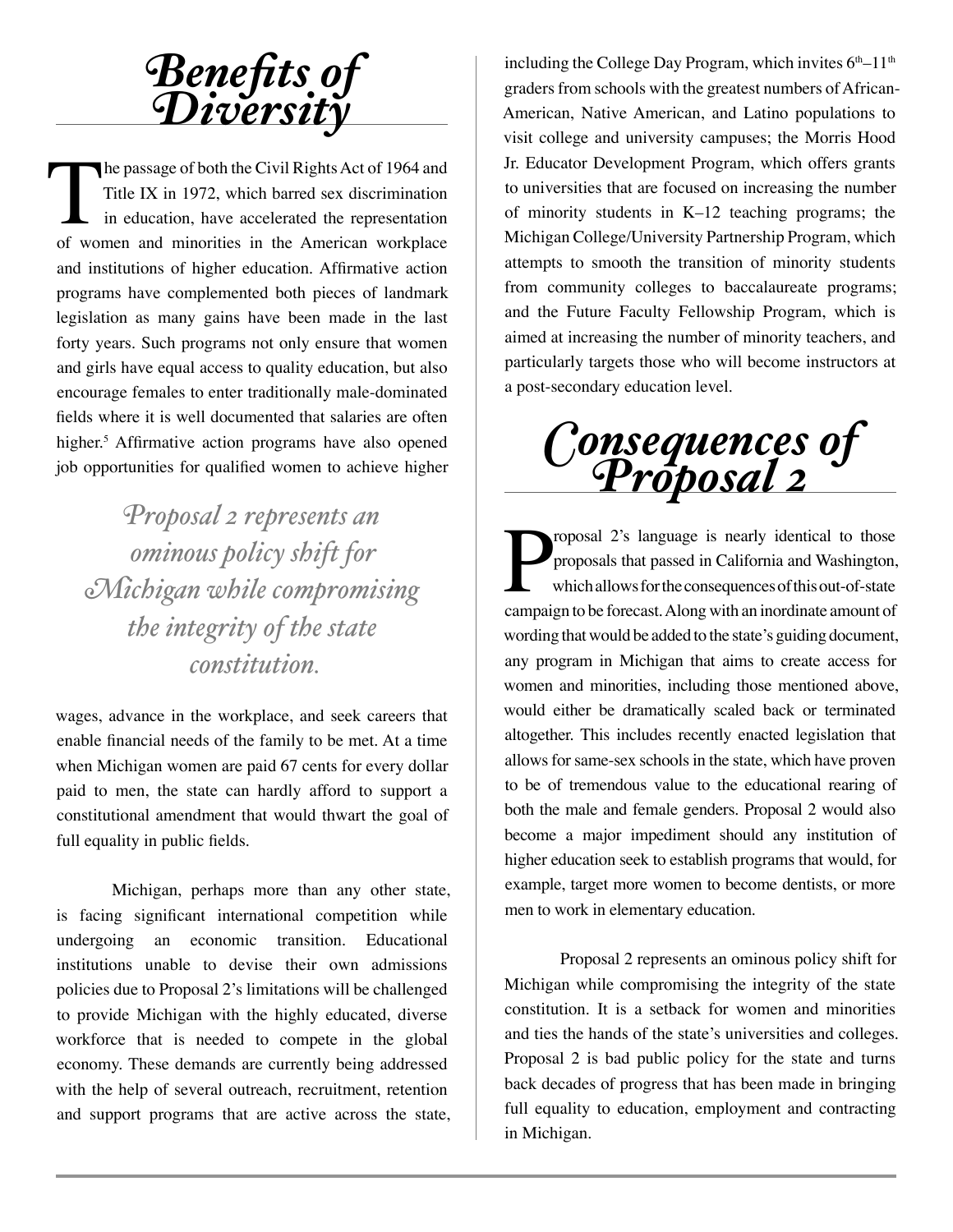# Benefits of Diversity

The passage of both the Civil Rights Act of 1964 and Title IX in 1972, which barred sex discrimination in education, have accelerated the representation of women and minorities in the American workplace and institutions of higher education. Affirmative action programs have complemented both pieces of landmark legislation as many gains have been made in the last forty years. Such programs not only ensure that women and girls have equal access to quality education, but also encourage females to enter traditionally male-dominated fields where it is well documented that salaries are often higher.[5] Affirmative action programs have also opened job opportunities for qualified women to achieve higher wages, advance in the workplace, and seek careers that enable financial needs of the family to be met. At a time when Michigan women are paid 67 cents for every dollar paid to men, the state can hardly afford to support a constitutional amendment that would thwart the goal of full equality in public fields.

> *Proposal 2 represents an ominous policy shift for Michigan while compromising the integrity of the state constitution.*

Michigan, perhaps more than any other state, is facing significant international competition while undergoing an economic transition. Educational institutions unable to devise their own admissions policies due to Proposal 2's limitations will be challenged to provide Michigan with the highly educated, diverse workforce that is needed to compete in the global economy. These demands are currently being addressed with the help of several outreach, recruitment, retention and support programs that are active across the state, including the College Day Program, which invites 6th–11th graders from schools with the greatest numbers of African-American, Native American, and Latino populations to visit college and university campuses; the Morris Hood Jr. Educator Development Program, which offers grants to universities that are focused on increasing the number of minority students in K–12 teaching programs; the Michigan College/University Partnership Program, which attempts to smooth the transition of minority students from community colleges to baccalaureate programs; and the Future Faculty Fellowship Program, which is aimed at increasing the number of minority teachers, and particularly targets those who will become instructors at a post-secondary education level.

# Consequences of Proposal 2

Proposal 2's language is nearly identical to those proposals that passed in California and Washington, which allows for the consequences of this out-of-state campaign to be forecast. Along with an inordinate amount of wording that would be added to the state's guiding document, any program in Michigan that aims to create access for women and minorities, including those mentioned above, would either be dramatically scaled back or terminated altogether. This includes recently enacted legislation that allows for same-sex schools in the state, which have proven to be of tremendous value to the educational rearing of both the male and female genders. Proposal 2 would also become a major impediment should any institution of higher education seek to establish programs that would, for example, target more women to become dentists, or more men to work in elementary education.

Proposal 2 represents an ominous policy shift for Michigan while compromising the integrity of the state constitution. It is a setback for women and minorities and ties the hands of the state's universities and colleges. Proposal 2 is bad public policy for the state and turns back decades of progress that has been made in bringing full equality to education, employment and contracting in Michigan.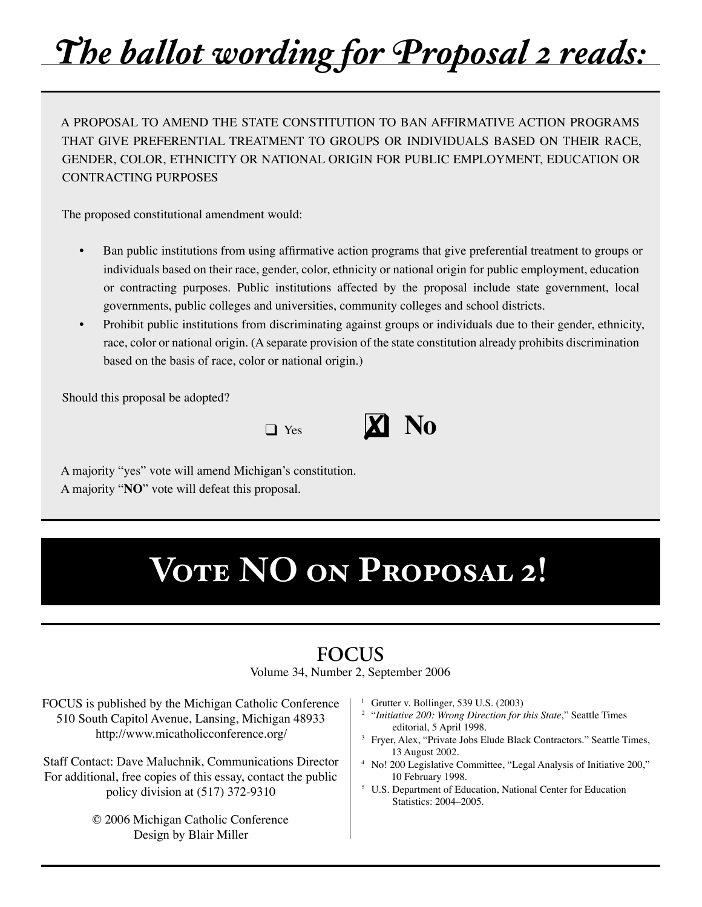# *The ballot wording for Proposal 2 reads:*

A PROPOSAL TO AMEND THE STATE CONSTITUTION TO BAN AFFIRMATIVE ACTION PROGRAMS THAT GIVE PREFERENTIAL TREATMENT TO GROUPS OR INDIVIDUALS BASED ON THEIR RACE, GENDER, COLOR, ETHNICITY OR NATIONAL ORIGIN FOR PUBLIC EMPLOYMENT, EDUCATION OR CONTRACTING PURPOSES

The proposed constitutional amendment would:

- Ban public institutions from using affirmative action programs that give preferential treatment to groups or individuals based on their race, gender, color, ethnicity or national origin for public employment, education or contracting purposes. Public institutions affected by the proposal include state government, local governments, public colleges and universities, community colleges and school districts.
- Prohibit public institutions from discriminating against groups or individuals due to their gender, ethnicity, race, color or national origin. (A separate provision of the state constitution already prohibits discrimination based on the basis of race, color or national origin.)

Should this proposal be adopted?

☐ Yes ☒ **No**

A majority "yes" vote will amend Michigan's constitution.
A majority "**NO**" vote will defeat this proposal.

# VOTE NO ON PROPOSAL 2!

## FOCUS

Volume 34, Number 2, September 2006

FOCUS is published by the Michigan Catholic Conference
510 South Capitol Avenue, Lansing, Michigan 48933
http://www.micatholicconference.org/

Staff Contact: Dave Maluchnik, Communications Director
For additional, free copies of this essay, contact the public policy division at (517) 372-9310

© 2006 Michigan Catholic Conference
Design by Blair Miller

[1] Grutter v. Bollinger, 539 U.S. (2003)
[2] "*Initiative 200: Wrong Direction for this State*," Seattle Times editorial, 5 April 1998.
[3] Fryer, Alex, "Private Jobs Elude Black Contractors." Seattle Times, 13 August 2002.
[4] No! 200 Legislative Committee, "Legal Analysis of Initiative 200," 10 February 1998.
[5] U.S. Department of Education, National Center for Education Statistics: 2004–2005.